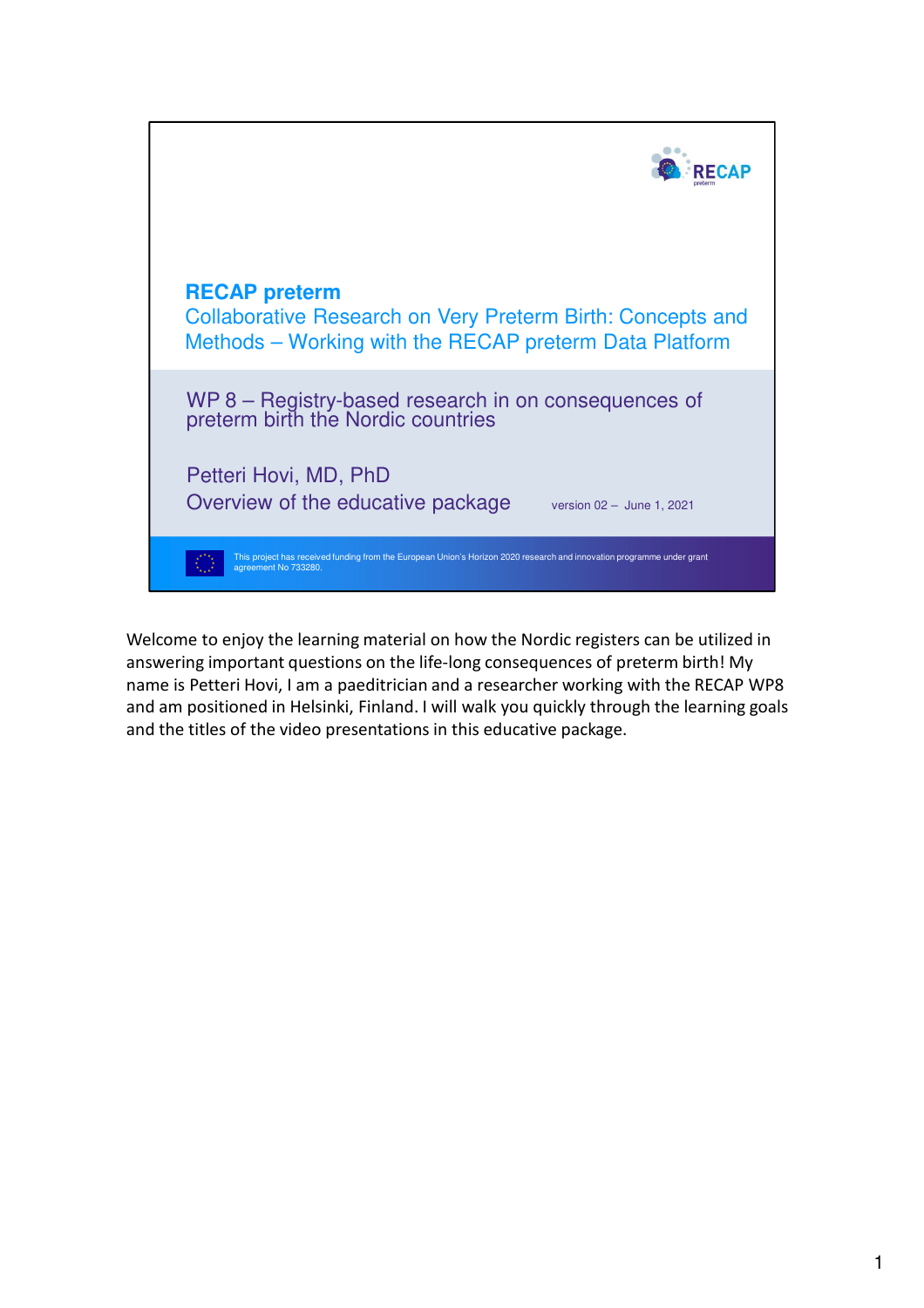# RECAP preterm

## Collaborative Research on Very Preterm Birth: Concepts and Methods – Working with the RECAP preterm Data Platform

WP 8 – Registry-based research in on consequences of preterm birth the Nordic countries

Petteri Hovi, MD, PhD

Overview of the educative package

version 02 – June 1, 2021

This project has received funding from the European Union's Horizon 2020 research and innovation programme under grant agreement No 733280.

Welcome to enjoy the learning material on how the Nordic registers can be utilized in answering important questions on the life-long consequences of preterm birth! My name is Petteri Hovi, I am a paeditrician and a researcher working with the RECAP WP8 and am positioned in Helsinki, Finland. I will walk you quickly through the learning goals and the titles of the video presentations in this educative package.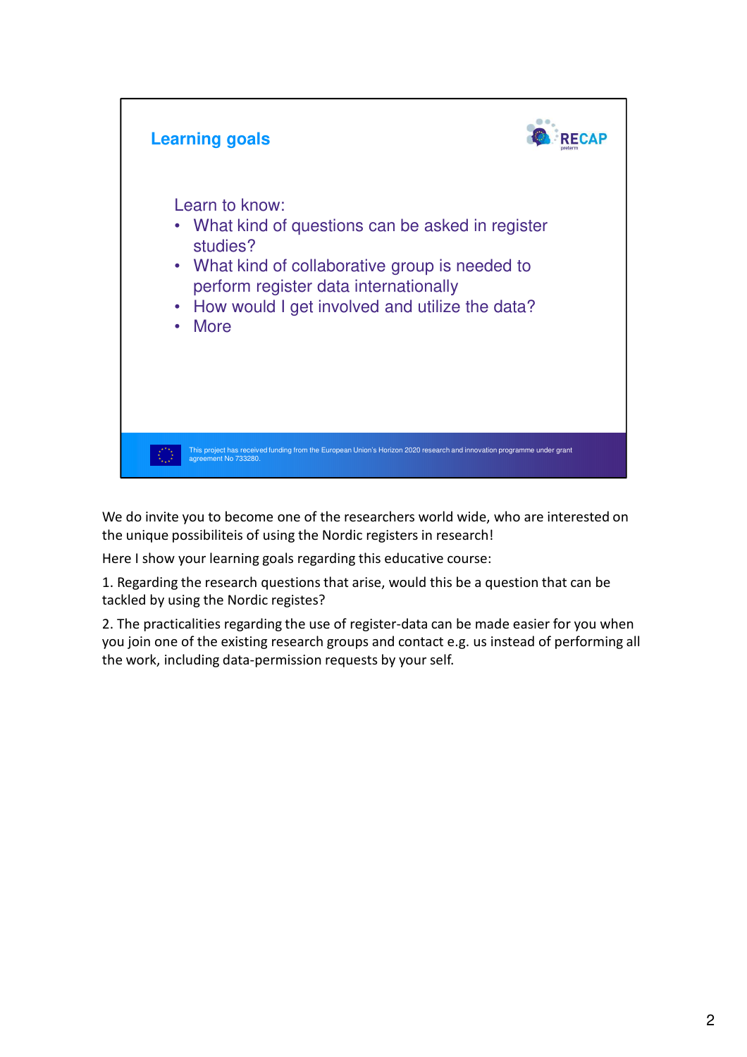## Learning goals

RECAP preterm

Learn to know:

- What kind of questions can be asked in register studies?
- What kind of collaborative group is needed to perform register data internationally
- How would I get involved and utilize the data?
- More

This project has received funding from the European Union's Horizon 2020 research and innovation programme under grant agreement No 733280.

We do invite you to become one of the researchers world wide, who are interested on the unique possibiliteis of using the Nordic registers in research!

Here I show your learning goals regarding this educative course:

1. Regarding the research questions that arise, would this be a question that can be tackled by using the Nordic registes?

2. The practicalities regarding the use of register-data can be made easier for you when you join one of the existing research groups and contact e.g. us instead of performing all the work, including data-permission requests by your self.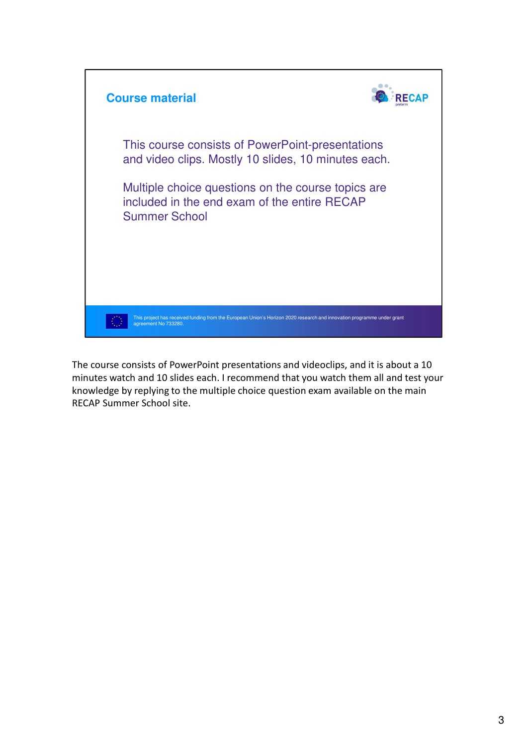## Course material

RECAP preterm

This course consists of PowerPoint-presentations and video clips. Mostly 10 slides, 10 minutes each.

Multiple choice questions on the course topics are included in the end exam of the entire RECAP Summer School

This project has received funding from the European Union's Horizon 2020 research and innovation programme under grant agreement No 733280.

The course consists of PowerPoint presentations and videoclips, and it is about a 10 minutes watch and 10 slides each. I recommend that you watch them all and test your knowledge by replying to the multiple choice question exam available on the main RECAP Summer School site.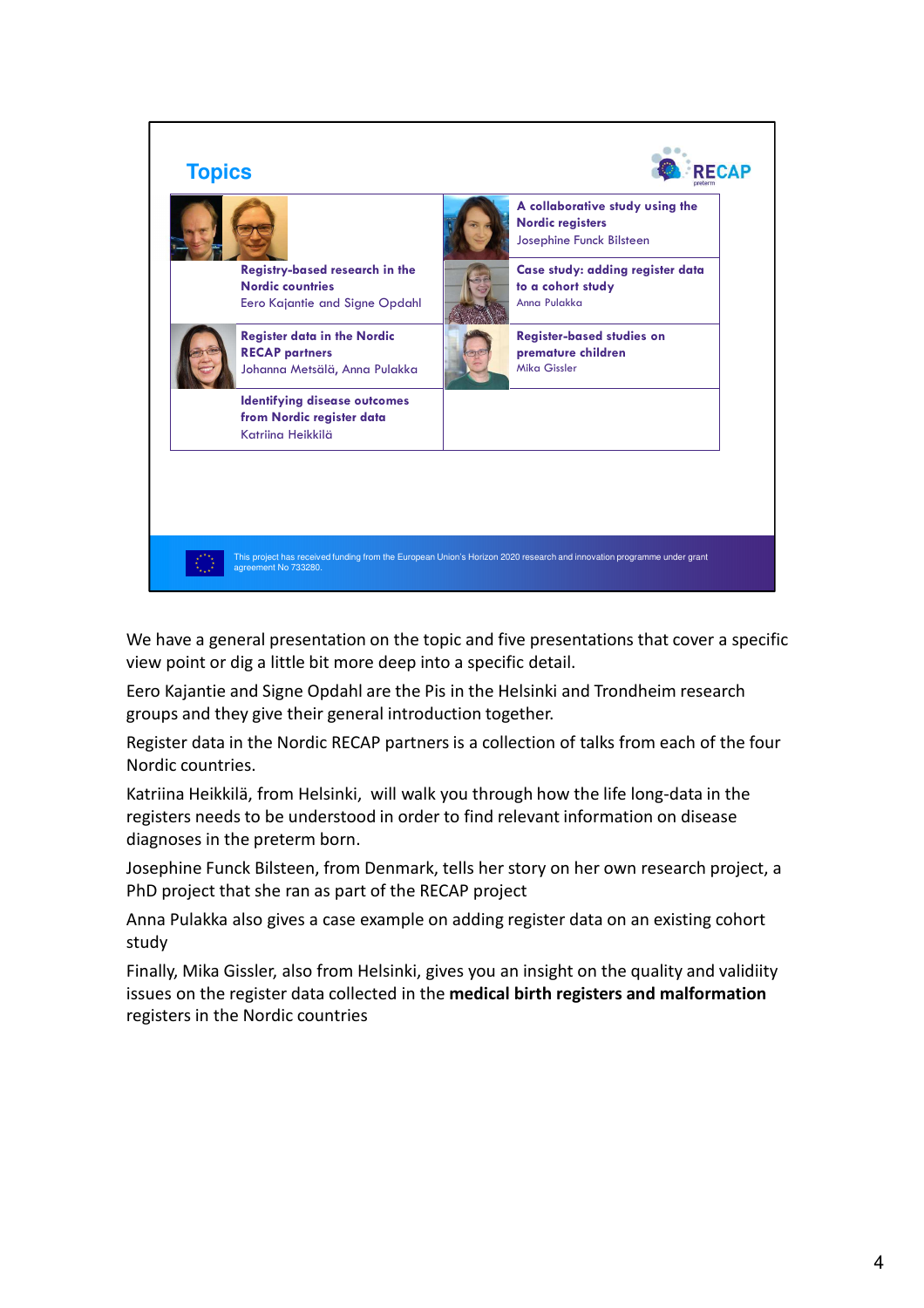## Topics

| | |
|---|---|
| **Registry-based research in the Nordic countries**<br>Eero Kajantie and Signe Opdahl | **A collaborative study using the Nordic registers**<br>Josephine Funck Bilsteen |
| | **Case study: adding register data to a cohort study**<br>Anna Pulakka |
| **Register data in the Nordic RECAP partners**<br>Johanna Metsälä, Anna Pulakka | **Register-based studies on premature children**<br>Mika Gissler |
| **Identifying disease outcomes from Nordic register data**<br>Katriina Heikkilä | |

This project has received funding from the European Union's Horizon 2020 research and innovation programme under grant agreement No 733280.

We have a general presentation on the topic and five presentations that cover a specific view point or dig a little bit more deep into a specific detail.

Eero Kajantie and Signe Opdahl are the Pis in the Helsinki and Trondheim research groups and they give their general introduction together.

Register data in the Nordic RECAP partners is a collection of talks from each of the four Nordic countries.

Katriina Heikkilä, from Helsinki, will walk you through how the life long-data in the registers needs to be understood in order to find relevant information on disease diagnoses in the preterm born.

Josephine Funck Bilsteen, from Denmark, tells her story on her own research project, a PhD project that she ran as part of the RECAP project

Anna Pulakka also gives a case example on adding register data on an existing cohort study

Finally, Mika Gissler, also from Helsinki, gives you an insight on the quality and validiity issues on the register data collected in the **medical birth registers and malformation** registers in the Nordic countries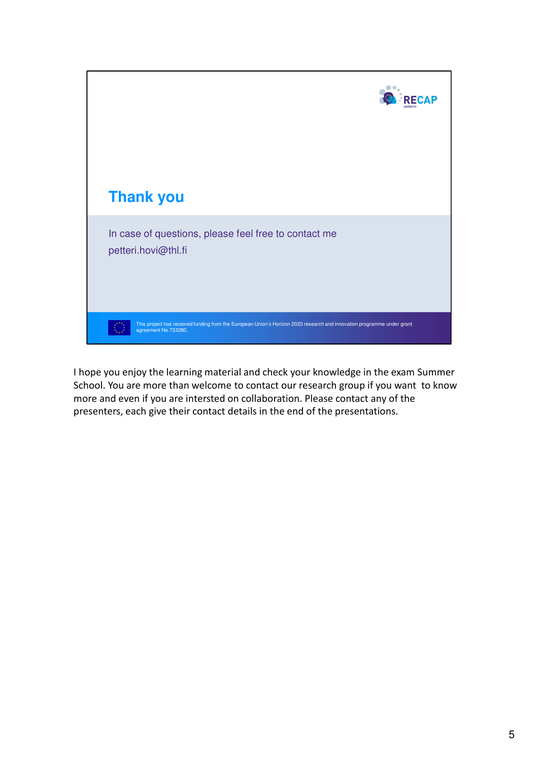RECAP preterm

# Thank you

In case of questions, please feel free to contact me
petteri.hovi@thl.fi

This project has received funding from the European Union's Horizon 2020 research and innovation programme under grant agreement No 733280.

I hope you enjoy the learning material and check your knowledge in the exam Summer School. You are more than welcome to contact our research group if you want to know more and even if you are intersted on collaboration. Please contact any of the presenters, each give their contact details in the end of the presentations.